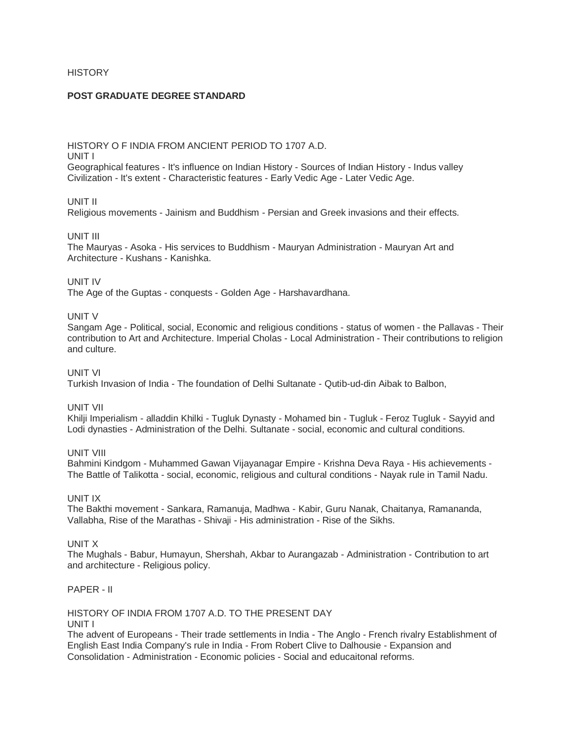HISTORY

**POST GRADUATE DEGREE STANDARD**

HISTORY O F INDIA FROM ANCIENT PERIOD TO 1707 A.D.

UNIT I

Geographical features - It's influence on Indian History - Sources of Indian History - Indus valley Civilization - It's extent - Characteristic features - Early Vedic Age - Later Vedic Age.

UNIT II

Religious movements - Jainism and Buddhism - Persian and Greek invasions and their effects.

UNIT III

The Mauryas - Asoka - His services to Buddhism - Mauryan Administration - Mauryan Art and Architecture - Kushans - Kanishka.

UNIT IV

The Age of the Guptas - conquests - Golden Age - Harshavardhana.

UNIT V

Sangam Age - Political, social, Economic and religious conditions - status of women - the Pallavas - Their contribution to Art and Architecture. Imperial Cholas - Local Administration - Their contributions to religion and culture.

UNIT VI

Turkish Invasion of India - The foundation of Delhi Sultanate - Qutib-ud-din Aibak to Balbon,

UNIT VII

Khilji Imperialism - alladdin Khilki - Tugluk Dynasty - Mohamed bin - Tugluk - Feroz Tugluk - Sayyid and Lodi dynasties - Administration of the Delhi. Sultanate - social, economic and cultural conditions.

UNIT VIII

Bahmini Kindgom - Muhammed Gawan Vijayanagar Empire - Krishna Deva Raya - His achievements - The Battle of Talikotta - social, economic, religious and cultural conditions - Nayak rule in Tamil Nadu.

UNIT IX

The Bakthi movement - Sankara, Ramanuja, Madhwa - Kabir, Guru Nanak, Chaitanya, Ramananda, Vallabha, Rise of the Marathas - Shivaji - His administration - Rise of the Sikhs.

UNIT X

The Mughals - Babur, Humayun, Shershah, Akbar to Aurangazab - Administration - Contribution to art and architecture - Religious policy.

PAPER - II

HISTORY OF INDIA FROM 1707 A.D. TO THE PRESENT DAY

UNIT I

The advent of Europeans - Their trade settlements in India - The Anglo - French rivalry Establishment of English East India Company's rule in India - From Robert Clive to Dalhousie - Expansion and Consolidation - Administration - Economic policies - Social and educaitonal reforms.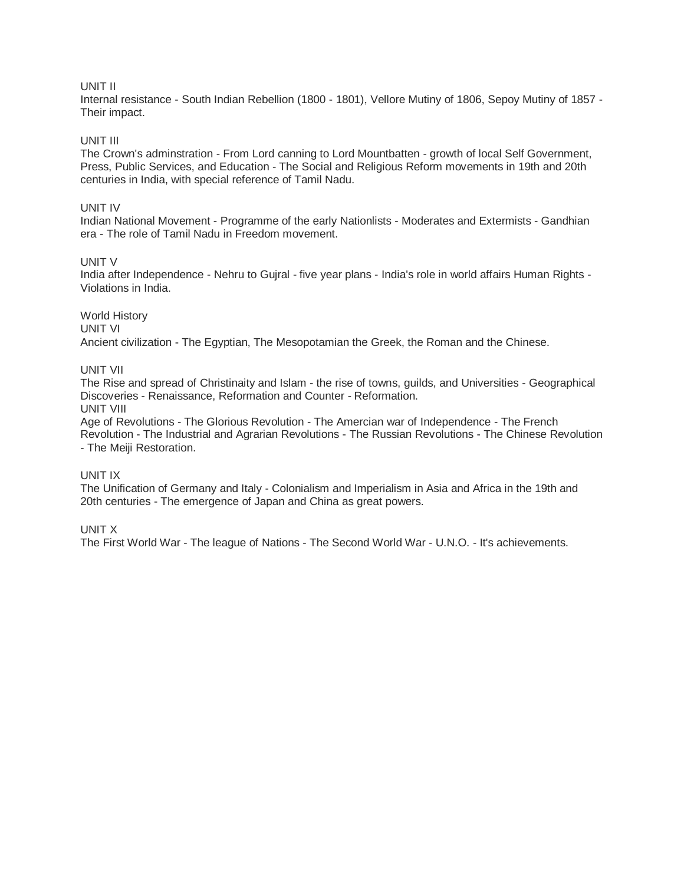UNIT II

Internal resistance - South Indian Rebellion (1800 - 1801), Vellore Mutiny of 1806, Sepoy Mutiny of 1857 - Their impact.

UNIT III

The Crown's adminstration - From Lord canning to Lord Mountbatten - growth of local Self Government, Press, Public Services, and Education - The Social and Religious Reform movements in 19th and 20th centuries in India, with special reference of Tamil Nadu.

UNIT IV

Indian National Movement - Programme of the early Nationlists - Moderates and Extermists - Gandhian era - The role of Tamil Nadu in Freedom movement.

UNIT V

India after Independence - Nehru to Gujral - five year plans - India's role in world affairs Human Rights - Violations in India.

World History

UNIT VI

Ancient civilization - The Egyptian, The Mesopotamian the Greek, the Roman and the Chinese.

UNIT VII

The Rise and spread of Christinaity and Islam - the rise of towns, guilds, and Universities - Geographical Discoveries - Renaissance, Reformation and Counter - Reformation.

UNIT VIII

Age of Revolutions - The Glorious Revolution - The Amercian war of Independence - The French Revolution - The Industrial and Agrarian Revolutions - The Russian Revolutions - The Chinese Revolution - The Meiji Restoration.

UNIT IX

The Unification of Germany and Italy - Colonialism and Imperialism in Asia and Africa in the 19th and 20th centuries - The emergence of Japan and China as great powers.

UNIT X

The First World War - The league of Nations - The Second World War - U.N.O. - It's achievements.